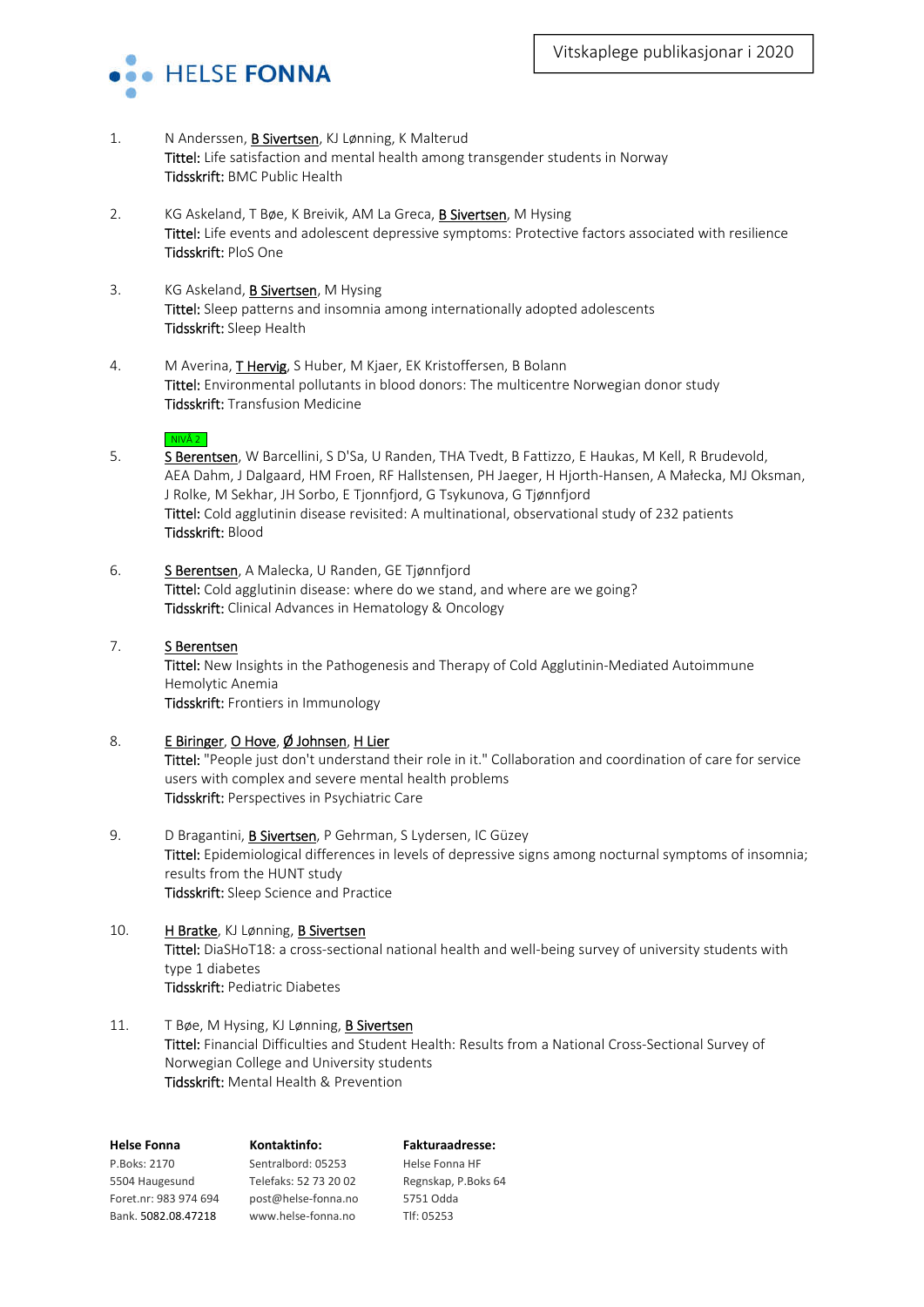# Vitskaplege publikasjonar i 2020

1. N Anderssen, B Sivertsen, KJ Lønning, K Malterud
   **Tittel:** Life satisfaction and mental health among transgender students in Norway
   **Tidsskrift:** BMC Public Health

2. KG Askeland, T Bøe, K Breivik, AM La Greca, B Sivertsen, M Hysing
   **Tittel:** Life events and adolescent depressive symptoms: Protective factors associated with resilience
   **Tidsskrift:** PloS One

3. KG Askeland, B Sivertsen, M Hysing
   **Tittel:** Sleep patterns and insomnia among internationally adopted adolescents
   **Tidsskrift:** Sleep Health

4. M Averina, T Hervig, S Huber, M Kjaer, EK Kristoffersen, B Bolann
   **Tittel:** Environmental pollutants in blood donors: The multicentre Norwegian donor study
   **Tidsskrift:** Transfusion Medicine

5. NIVÅ 2
   S Berentsen, W Barcellini, S D'Sa, U Randen, THA Tvedt, B Fattizzo, E Haukas, M Kell, R Brudevold, AEA Dahm, J Dalgaard, HM Froen, RF Hallstensen, PH Jaeger, H Hjorth-Hansen, A Małecka, MJ Oksman, J Rolke, M Sekhar, JH Sorbo, E Tjonnfjord, G Tsykunova, G Tjønnfjord
   **Tittel:** Cold agglutinin disease revisited: A multinational, observational study of 232 patients
   **Tidsskrift:** Blood

6. S Berentsen, A Malecka, U Randen, GE Tjønnfjord
   **Tittel:** Cold agglutinin disease: where do we stand, and where are we going?
   **Tidsskrift:** Clinical Advances in Hematology & Oncology

7. S Berentsen
   **Tittel:** New Insights in the Pathogenesis and Therapy of Cold Agglutinin-Mediated Autoimmune Hemolytic Anemia
   **Tidsskrift:** Frontiers in Immunology

8. E Biringer, O Hove, Ø Johnsen, H Lier
   **Tittel:** "People just don't understand their role in it." Collaboration and coordination of care for service users with complex and severe mental health problems
   **Tidsskrift:** Perspectives in Psychiatric Care

9. D Bragantini, B Sivertsen, P Gehrman, S Lydersen, IC Güzey
   **Tittel:** Epidemiological differences in levels of depressive signs among nocturnal symptoms of insomnia; results from the HUNT study
   **Tidsskrift:** Sleep Science and Practice

10. H Bratke, KJ Lønning, B Sivertsen
    **Tittel:** DiaSHoT18: a cross-sectional national health and well-being survey of university students with type 1 diabetes
    **Tidsskrift:** Pediatric Diabetes

11. T Bøe, M Hysing, KJ Lønning, B Sivertsen
    **Tittel:** Financial Difficulties and Student Health: Results from a National Cross-Sectional Survey of Norwegian College and University students
    **Tidsskrift:** Mental Health & Prevention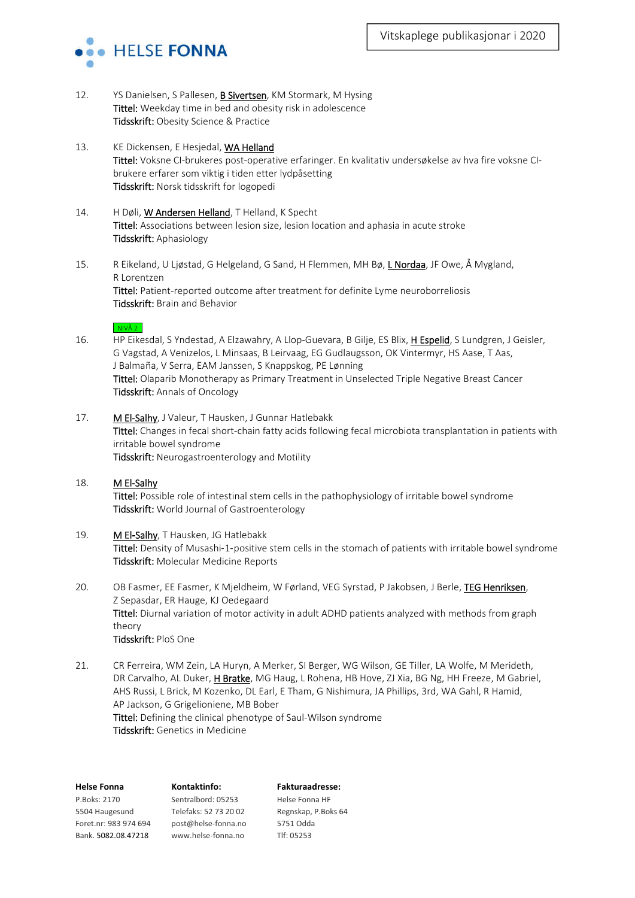12. YS Danielsen, S Pallesen, B Sivertsen, KM Stormark, M Hysing
    **Tittel:** Weekday time in bed and obesity risk in adolescence
    **Tidsskrift:** Obesity Science & Practice

13. KE Dickensen, E Hesjedal, WA Helland
    **Tittel:** Voksne CI-brukeres post-operative erfaringer. En kvalitativ undersøkelse av hva fire voksne CI-brukere erfarer som viktig i tiden etter lydpåsetting
    **Tidsskrift:** Norsk tidsskrift for logopedi

14. H Døli, W Andersen Helland, T Helland, K Specht
    **Tittel:** Associations between lesion size, lesion location and aphasia in acute stroke
    **Tidsskrift:** Aphasiology

15. R Eikeland, U Ljøstad, G Helgeland, G Sand, H Flemmen, MH Bø, L Nordaa, JF Owe, Å Mygland, R Lorentzen
    **Tittel:** Patient-reported outcome after treatment for definite Lyme neuroborreliosis
    **Tidsskrift:** Brain and Behavior

NIVÅ 2

16. HP Eikesdal, S Yndestad, A Elzawahry, A Llop-Guevara, B Gilje, ES Blix, H Espelid, S Lundgren, J Geisler, G Vagstad, A Venizelos, L Minsaas, B Leirvaag, EG Gudlaugsson, OK Vintermyr, HS Aase, T Aas, J Balmaña, V Serra, EAM Janssen, S Knappskog, PE Lønning
    **Tittel:** Olaparib Monotherapy as Primary Treatment in Unselected Triple Negative Breast Cancer
    **Tidsskrift:** Annals of Oncology

17. M El-Salhy, J Valeur, T Hausken, J Gunnar Hatlebakk
    **Tittel:** Changes in fecal short-chain fatty acids following fecal microbiota transplantation in patients with irritable bowel syndrome
    **Tidsskrift:** Neurogastroenterology and Motility

18. M El-Salhy
    **Tittel:** Possible role of intestinal stem cells in the pathophysiology of irritable bowel syndrome
    **Tidsskrift:** World Journal of Gastroenterology

19. M El-Salhy, T Hausken, JG Hatlebakk
    **Tittel:** Density of Musashi-1-positive stem cells in the stomach of patients with irritable bowel syndrome
    **Tidsskrift:** Molecular Medicine Reports

20. OB Fasmer, EE Fasmer, K Mjeldheim, W Førland, VEG Syrstad, P Jakobsen, J Berle, TEG Henriksen, Z Sepasdar, ER Hauge, KJ Oedegaard
    **Tittel:** Diurnal variation of motor activity in adult ADHD patients analyzed with methods from graph theory
    **Tidsskrift:** PloS One

21. CR Ferreira, WM Zein, LA Huryn, A Merker, SI Berger, WG Wilson, GE Tiller, LA Wolfe, M Merideth, DR Carvalho, AL Duker, H Bratke, MG Haug, L Rohena, HB Hove, ZJ Xia, BG Ng, HH Freeze, M Gabriel, AHS Russi, L Brick, M Kozenko, DL Earl, E Tham, G Nishimura, JA Phillips, 3rd, WA Gahl, R Hamid, AP Jackson, G Grigelioniene, MB Bober
    **Tittel:** Defining the clinical phenotype of Saul-Wilson syndrome
    **Tidsskrift:** Genetics in Medicine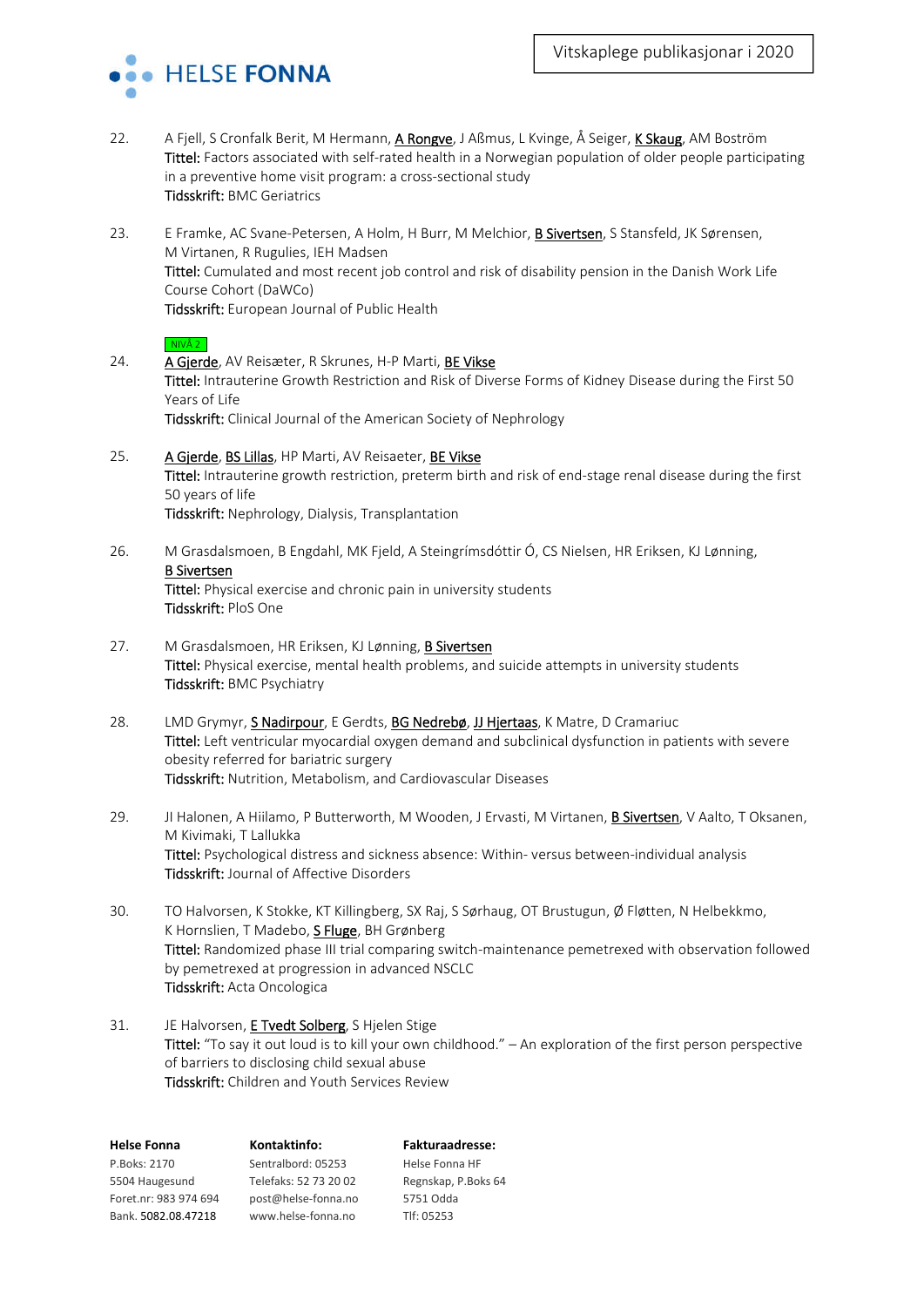22. A Fjell, S Cronfalk Berit, M Hermann, A Rongve, J Aßmus, L Kvinge, Å Seiger, K Skaug, AM Boström
**Tittel:** Factors associated with self-rated health in a Norwegian population of older people participating in a preventive home visit program: a cross-sectional study
**Tidsskrift:** BMC Geriatrics

23. E Framke, AC Svane-Petersen, A Holm, H Burr, M Melchior, B Sivertsen, S Stansfeld, JK Sørensen, M Virtanen, R Rugulies, IEH Madsen
**Tittel:** Cumulated and most recent job control and risk of disability pension in the Danish Work Life Course Cohort (DaWCo)
**Tidsskrift:** European Journal of Public Health

NIVÅ 2

24. A Gjerde, AV Reisæter, R Skrunes, H-P Marti, BE Vikse
**Tittel:** Intrauterine Growth Restriction and Risk of Diverse Forms of Kidney Disease during the First 50 Years of Life
**Tidsskrift:** Clinical Journal of the American Society of Nephrology

25. A Gjerde, BS Lillas, HP Marti, AV Reisaeter, BE Vikse
**Tittel:** Intrauterine growth restriction, preterm birth and risk of end-stage renal disease during the first 50 years of life
**Tidsskrift:** Nephrology, Dialysis, Transplantation

26. M Grasdalsmoen, B Engdahl, MK Fjeld, A Steingrímsdóttir Ó, CS Nielsen, HR Eriksen, KJ Lønning, B Sivertsen
**Tittel:** Physical exercise and chronic pain in university students
**Tidsskrift:** PloS One

27. M Grasdalsmoen, HR Eriksen, KJ Lønning, B Sivertsen
**Tittel:** Physical exercise, mental health problems, and suicide attempts in university students
**Tidsskrift:** BMC Psychiatry

28. LMD Grymyr, S Nadirpour, E Gerdts, BG Nedrebø, JJ Hjertaas, K Matre, D Cramariuc
**Tittel:** Left ventricular myocardial oxygen demand and subclinical dysfunction in patients with severe obesity referred for bariatric surgery
**Tidsskrift:** Nutrition, Metabolism, and Cardiovascular Diseases

29. JI Halonen, A Hiilamo, P Butterworth, M Wooden, J Ervasti, M Virtanen, B Sivertsen, V Aalto, T Oksanen, M Kivimaki, T Lallukka
**Tittel:** Psychological distress and sickness absence: Within- versus between-individual analysis
**Tidsskrift:** Journal of Affective Disorders

30. TO Halvorsen, K Stokke, KT Killingberg, SX Raj, S Sørhaug, OT Brustugun, Ø Fløtten, N Helbekkmo, K Hornslien, T Madebo, S Fluge, BH Grønberg
**Tittel:** Randomized phase III trial comparing switch-maintenance pemetrexed with observation followed by pemetrexed at progression in advanced NSCLC
**Tidsskrift:** Acta Oncologica

31. JE Halvorsen, E Tvedt Solberg, S Hjelen Stige
**Tittel:** "To say it out loud is to kill your own childhood." – An exploration of the first person perspective of barriers to disclosing child sexual abuse
**Tidsskrift:** Children and Youth Services Review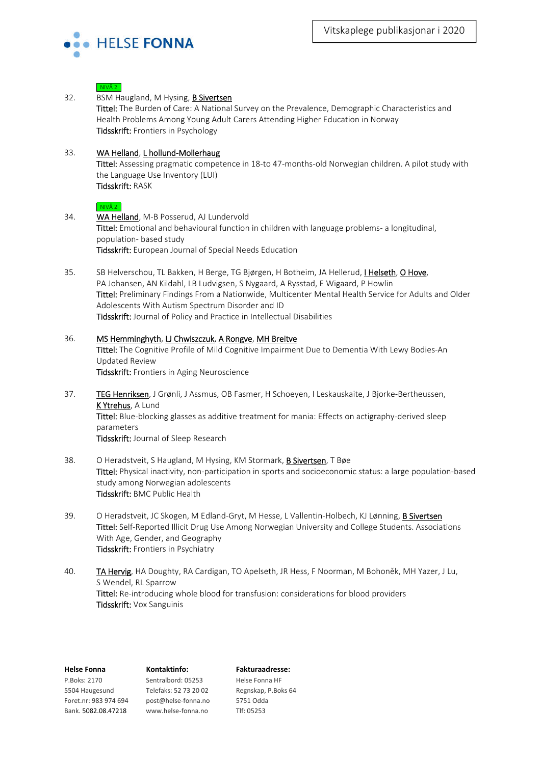NIVÅ 2

32. BSM Haugland, M Hysing, B Sivertsen
Tittel: The Burden of Care: A National Survey on the Prevalence, Demographic Characteristics and Health Problems Among Young Adult Carers Attending Higher Education in Norway
Tidsskrift: Frontiers in Psychology

33. WA Helland, L hollund-Mollerhaug
Tittel: Assessing pragmatic competence in 18-to 47-months-old Norwegian children. A pilot study with the Language Use Inventory (LUI)
Tidsskrift: RASK

NIVÅ 2

34. WA Helland, M-B Posserud, AJ Lundervold
Tittel: Emotional and behavioural function in children with language problems- a longitudinal, population- based study
Tidsskrift: European Journal of Special Needs Education

35. SB Helverschou, TL Bakken, H Berge, TG Bjørgen, H Botheim, JA Hellerud, I Helseth, O Hove, PA Johansen, AN Kildahl, LB Ludvigsen, S Nygaard, A Rysstad, E Wigaard, P Howlin
Tittel: Preliminary Findings From a Nationwide, Multicenter Mental Health Service for Adults and Older Adolescents With Autism Spectrum Disorder and ID
Tidsskrift: Journal of Policy and Practice in Intellectual Disabilities

36. MS Hemminghyth, LJ Chwiszczuk, A Rongve, MH Breitve
Tittel: The Cognitive Profile of Mild Cognitive Impairment Due to Dementia With Lewy Bodies-An Updated Review
Tidsskrift: Frontiers in Aging Neuroscience

37. TEG Henriksen, J Grønli, J Assmus, OB Fasmer, H Schoeyen, I Leskauskaite, J Bjorke-Bertheussen, K Ytrehus, A Lund
Tittel: Blue-blocking glasses as additive treatment for mania: Effects on actigraphy-derived sleep parameters
Tidsskrift: Journal of Sleep Research

38. O Heradstveit, S Haugland, M Hysing, KM Stormark, B Sivertsen, T Bøe
Tittel: Physical inactivity, non-participation in sports and socioeconomic status: a large population-based study among Norwegian adolescents
Tidsskrift: BMC Public Health

39. O Heradstveit, JC Skogen, M Edland-Gryt, M Hesse, L Vallentin-Holbech, KJ Lønning, B Sivertsen
Tittel: Self-Reported Illicit Drug Use Among Norwegian University and College Students. Associations With Age, Gender, and Geography
Tidsskrift: Frontiers in Psychiatry

40. TA Hervig, HA Doughty, RA Cardigan, TO Apelseth, JR Hess, F Noorman, M Bohoněk, MH Yazer, J Lu, S Wendel, RL Sparrow
Tittel: Re-introducing whole blood for transfusion: considerations for blood providers
Tidsskrift: Vox Sanguinis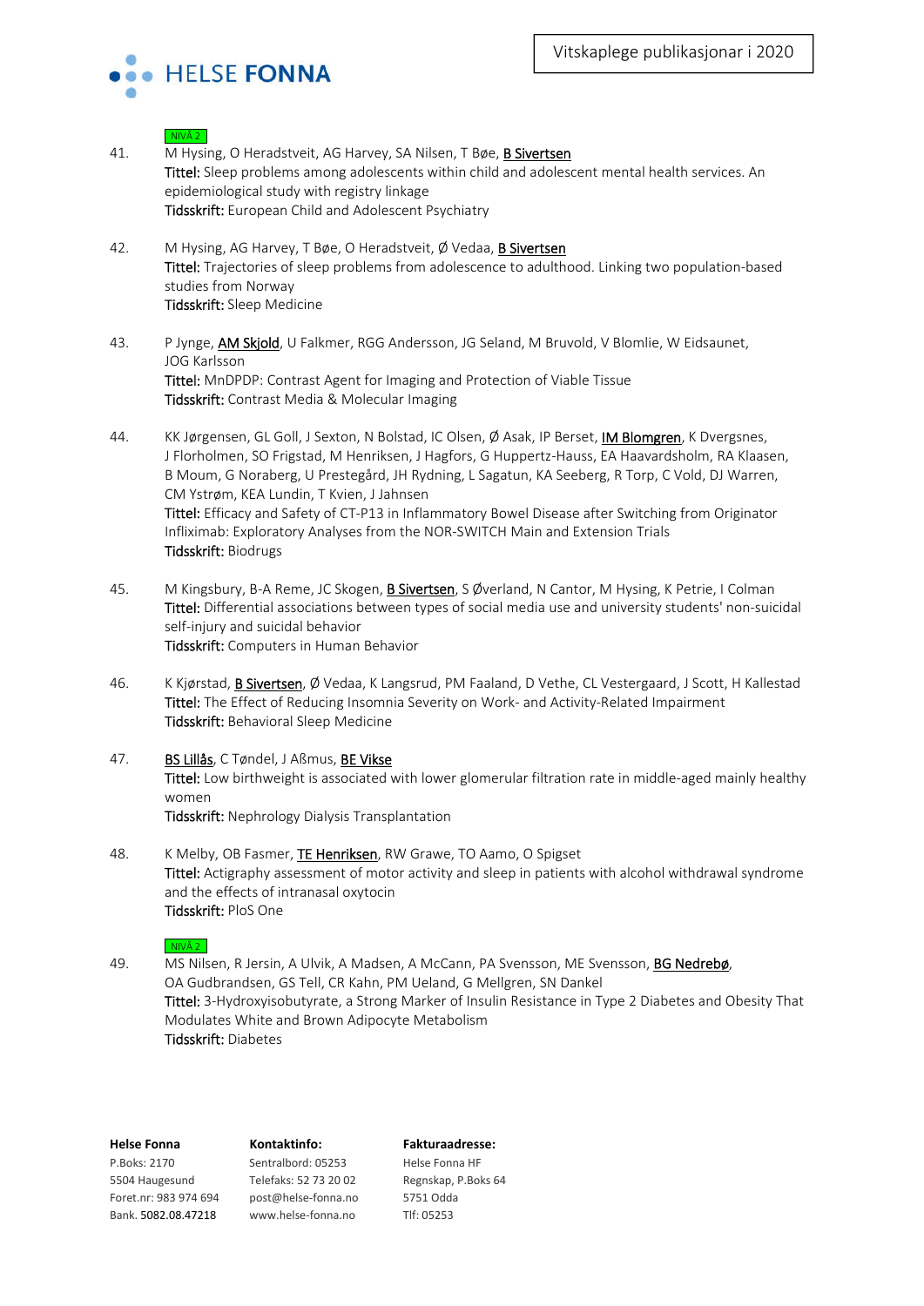NIVÅ 2

41. M Hysing, O Heradstveit, AG Harvey, SA Nilsen, T Bøe, B Sivertsen
Tittel: Sleep problems among adolescents within child and adolescent mental health services. An epidemiological study with registry linkage
Tidsskrift: European Child and Adolescent Psychiatry

42. M Hysing, AG Harvey, T Bøe, O Heradstveit, Ø Vedaa, B Sivertsen
Tittel: Trajectories of sleep problems from adolescence to adulthood. Linking two population-based studies from Norway
Tidsskrift: Sleep Medicine

43. P Jynge, AM Skjold, U Falkmer, RGG Andersson, JG Seland, M Bruvold, V Blomlie, W Eidsaunet, JOG Karlsson
Tittel: MnDPDP: Contrast Agent for Imaging and Protection of Viable Tissue
Tidsskrift: Contrast Media & Molecular Imaging

44. KK Jørgensen, GL Goll, J Sexton, N Bolstad, IC Olsen, Ø Asak, IP Berset, IM Blomgren, K Dvergsnes, J Florholmen, SO Frigstad, M Henriksen, J Hagfors, G Huppertz-Hauss, EA Haavardsholm, RA Klaasen, B Moum, G Noraberg, U Prestegård, JH Rydning, L Sagatun, KA Seeberg, R Torp, C Vold, DJ Warren, CM Ystrøm, KEA Lundin, T Kvien, J Jahnsen
Tittel: Efficacy and Safety of CT-P13 in Inflammatory Bowel Disease after Switching from Originator Infliximab: Exploratory Analyses from the NOR-SWITCH Main and Extension Trials
Tidsskrift: Biodrugs

45. M Kingsbury, B-A Reme, JC Skogen, B Sivertsen, S Øverland, N Cantor, M Hysing, K Petrie, I Colman
Tittel: Differential associations between types of social media use and university students' non-suicidal self-injury and suicidal behavior
Tidsskrift: Computers in Human Behavior

46. K Kjørstad, B Sivertsen, Ø Vedaa, K Langsrud, PM Faaland, D Vethe, CL Vestergaard, J Scott, H Kallestad
Tittel: The Effect of Reducing Insomnia Severity on Work- and Activity-Related Impairment
Tidsskrift: Behavioral Sleep Medicine

47. BS Lillås, C Tøndel, J Aßmus, BE Vikse
Tittel: Low birthweight is associated with lower glomerular filtration rate in middle-aged mainly healthy women
Tidsskrift: Nephrology Dialysis Transplantation

48. K Melby, OB Fasmer, TE Henriksen, RW Grawe, TO Aamo, O Spigset
Tittel: Actigraphy assessment of motor activity and sleep in patients with alcohol withdrawal syndrome and the effects of intranasal oxytocin
Tidsskrift: PloS One

NIVÅ 2

49. MS Nilsen, R Jersin, A Ulvik, A Madsen, A McCann, PA Svensson, ME Svensson, BG Nedrebø, OA Gudbrandsen, GS Tell, CR Kahn, PM Ueland, G Mellgren, SN Dankel
Tittel: 3-Hydroxyisobutyrate, a Strong Marker of Insulin Resistance in Type 2 Diabetes and Obesity That Modulates White and Brown Adipocyte Metabolism
Tidsskrift: Diabetes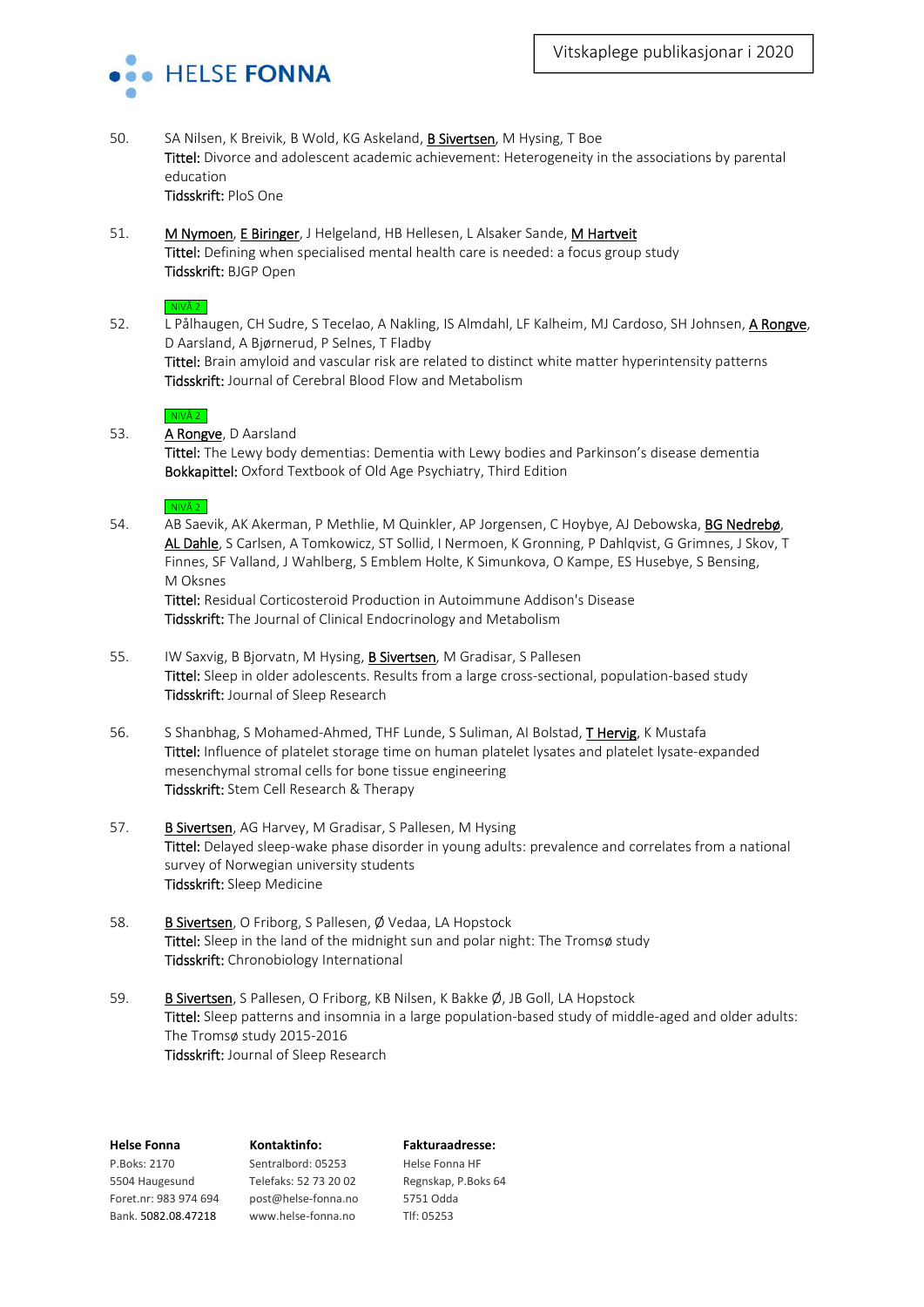50. SA Nilsen, K Breivik, B Wold, KG Askeland, B Sivertsen, M Hysing, T Boe
**Tittel:** Divorce and adolescent academic achievement: Heterogeneity in the associations by parental education
**Tidsskrift:** PloS One

51. M Nymoen, E Biringer, J Helgeland, HB Hellesen, L Alsaker Sande, M Hartveit
**Tittel:** Defining when specialised mental health care is needed: a focus group study
**Tidsskrift:** BJGP Open

NIVÅ 2

52. L Pålhaugen, CH Sudre, S Tecelao, A Nakling, IS Almdahl, LF Kalheim, MJ Cardoso, SH Johnsen, A Rongve, D Aarsland, A Bjørnerud, P Selnes, T Fladby
**Tittel:** Brain amyloid and vascular risk are related to distinct white matter hyperintensity patterns
**Tidsskrift:** Journal of Cerebral Blood Flow and Metabolism

NIVÅ 2

53. A Rongve, D Aarsland
**Tittel:** The Lewy body dementias: Dementia with Lewy bodies and Parkinson's disease dementia
**Bokkapittel:** Oxford Textbook of Old Age Psychiatry, Third Edition

NIVÅ 2

54. AB Saevik, AK Akerman, P Methlie, M Quinkler, AP Jorgensen, C Hoybye, AJ Debowska, BG Nedrebø, AL Dahle, S Carlsen, A Tomkowicz, ST Sollid, I Nermoen, K Gronning, P Dahlqvist, G Grimnes, J Skov, T Finnes, SF Valland, J Wahlberg, S Emblem Holte, K Simunkova, O Kampe, ES Husebye, S Bensing, M Oksnes
**Tittel:** Residual Corticosteroid Production in Autoimmune Addison's Disease
**Tidsskrift:** The Journal of Clinical Endocrinology and Metabolism

55. IW Saxvig, B Bjorvatn, M Hysing, B Sivertsen, M Gradisar, S Pallesen
**Tittel:** Sleep in older adolescents. Results from a large cross-sectional, population-based study
**Tidsskrift:** Journal of Sleep Research

56. S Shanbhag, S Mohamed-Ahmed, THF Lunde, S Suliman, AI Bolstad, T Hervig, K Mustafa
**Tittel:** Influence of platelet storage time on human platelet lysates and platelet lysate-expanded mesenchymal stromal cells for bone tissue engineering
**Tidsskrift:** Stem Cell Research & Therapy

57. B Sivertsen, AG Harvey, M Gradisar, S Pallesen, M Hysing
**Tittel:** Delayed sleep-wake phase disorder in young adults: prevalence and correlates from a national survey of Norwegian university students
**Tidsskrift:** Sleep Medicine

58. B Sivertsen, O Friborg, S Pallesen, Ø Vedaa, LA Hopstock
**Tittel:** Sleep in the land of the midnight sun and polar night: The Tromsø study
**Tidsskrift:** Chronobiology International

59. B Sivertsen, S Pallesen, O Friborg, KB Nilsen, K Bakke Ø, JB Goll, LA Hopstock
**Tittel:** Sleep patterns and insomnia in a large population-based study of middle-aged and older adults: The Tromsø study 2015-2016
**Tidsskrift:** Journal of Sleep Research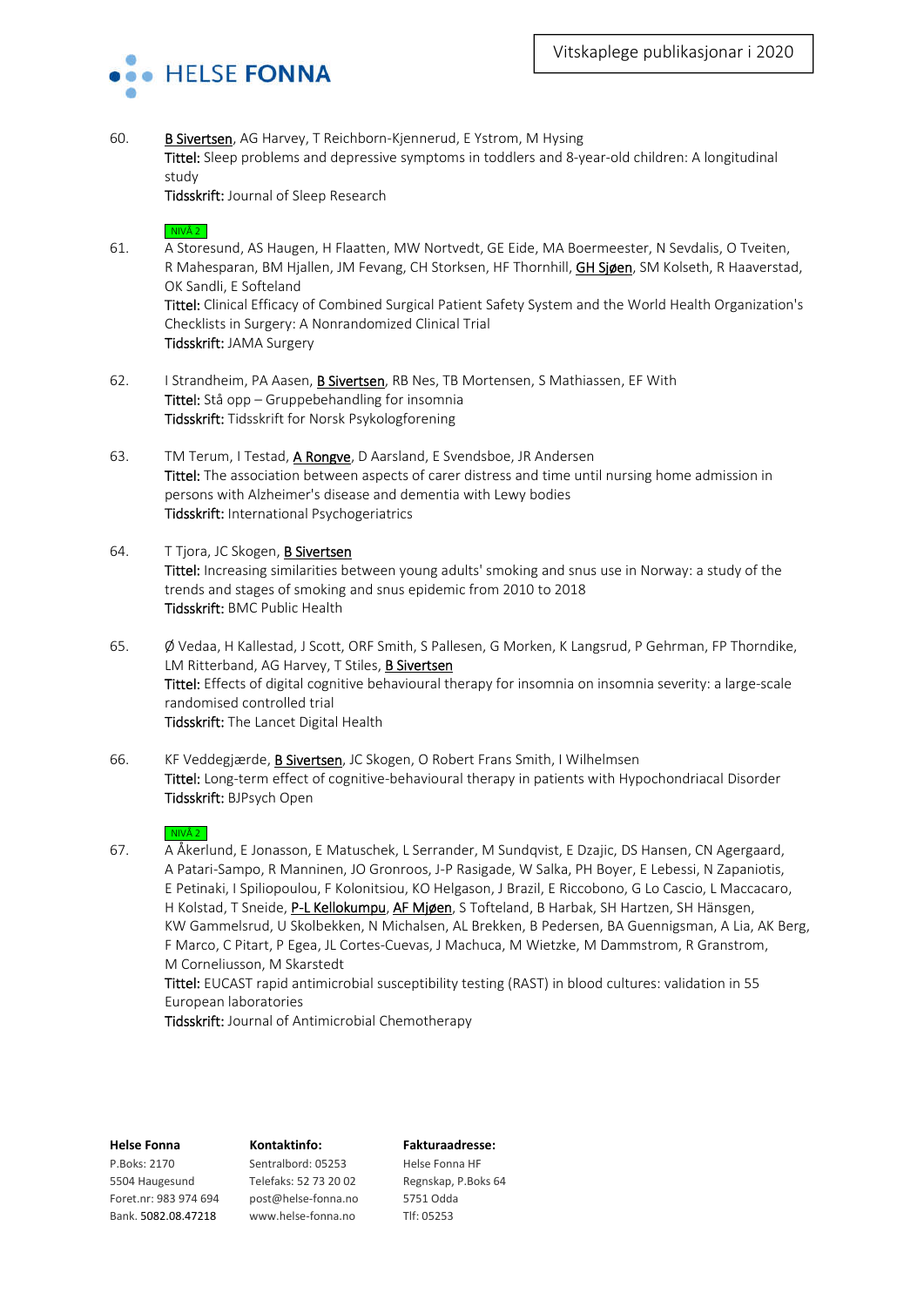60. B Sivertsen, AG Harvey, T Reichborn-Kjennerud, E Ystrom, M Hysing
Tittel: Sleep problems and depressive symptoms in toddlers and 8-year-old children: A longitudinal study
Tidsskrift: Journal of Sleep Research

NIVÅ 2

61. A Storesund, AS Haugen, H Flaatten, MW Nortvedt, GE Eide, MA Boermeester, N Sevdalis, O Tveiten, R Mahesparan, BM Hjallen, JM Fevang, CH Storksen, HF Thornhill, GH Sjøen, SM Kolseth, R Haaverstad, OK Sandli, E Softeland
Tittel: Clinical Efficacy of Combined Surgical Patient Safety System and the World Health Organization's Checklists in Surgery: A Nonrandomized Clinical Trial
Tidsskrift: JAMA Surgery

62. I Strandheim, PA Aasen, B Sivertsen, RB Nes, TB Mortensen, S Mathiassen, EF With
Tittel: Stå opp – Gruppebehandling for insomnia
Tidsskrift: Tidsskrift for Norsk Psykologforening

63. TM Terum, I Testad, A Rongve, D Aarsland, E Svendsboe, JR Andersen
Tittel: The association between aspects of carer distress and time until nursing home admission in persons with Alzheimer's disease and dementia with Lewy bodies
Tidsskrift: International Psychogeriatrics

64. T Tjora, JC Skogen, B Sivertsen
Tittel: Increasing similarities between young adults' smoking and snus use in Norway: a study of the trends and stages of smoking and snus epidemic from 2010 to 2018
Tidsskrift: BMC Public Health

65. Ø Vedaa, H Kallestad, J Scott, ORF Smith, S Pallesen, G Morken, K Langsrud, P Gehrman, FP Thorndike, LM Ritterband, AG Harvey, T Stiles, B Sivertsen
Tittel: Effects of digital cognitive behavioural therapy for insomnia on insomnia severity: a large-scale randomised controlled trial
Tidsskrift: The Lancet Digital Health

66. KF Veddegjærde, B Sivertsen, JC Skogen, O Robert Frans Smith, I Wilhelmsen
Tittel: Long-term effect of cognitive-behavioural therapy in patients with Hypochondriacal Disorder
Tidsskrift: BJPsych Open

NIVÅ 2

67. A Åkerlund, E Jonasson, E Matuschek, L Serrander, M Sundqvist, E Dzajic, DS Hansen, CN Agergaard, A Patari-Sampo, R Manninen, JO Gronroos, J-P Rasigade, W Salka, PH Boyer, E Lebessi, N Zapaniotis, E Petinaki, I Spiliopoulou, F Kolonitsiou, KO Helgason, J Brazil, E Riccobono, G Lo Cascio, L Maccacaro, H Kolstad, T Sneide, P-L Kellokumpu, AF Mjøen, S Tofteland, B Harbak, SH Hartzen, SH Hänsgen, KW Gammelsrud, U Skolbekken, N Michalsen, AL Brekken, B Pedersen, BA Guennigsman, A Lia, AK Berg, F Marco, C Pitart, P Egea, JL Cortes-Cuevas, J Machuca, M Wietzke, M Dammstrom, R Granstrom, M Corneliusson, M Skarstedt
Tittel: EUCAST rapid antimicrobial susceptibility testing (RAST) in blood cultures: validation in 55 European laboratories
Tidsskrift: Journal of Antimicrobial Chemotherapy